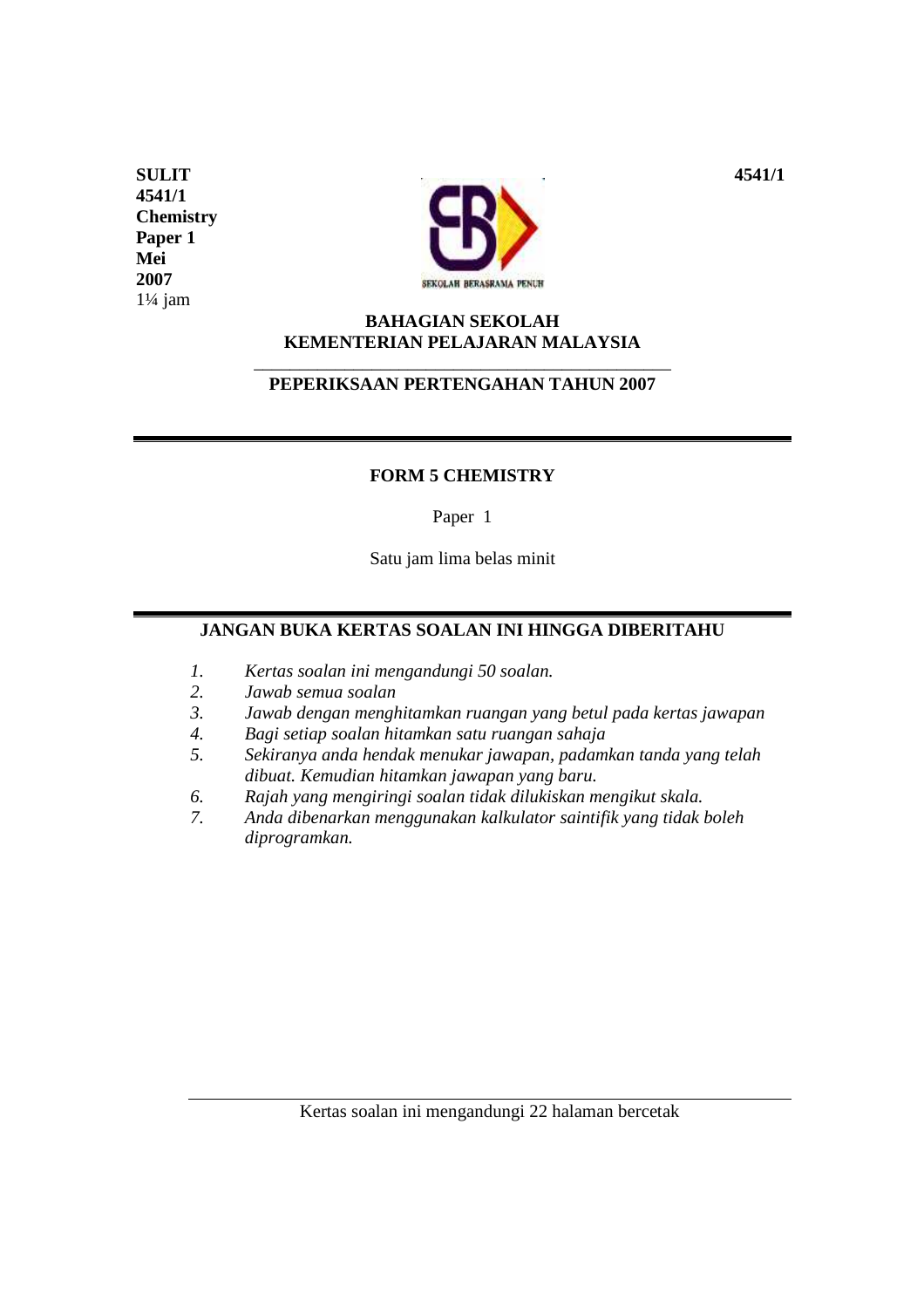**SULIT**
**4541/1**
**Chemistry**
**Paper 1**
**Mei**
**2007**
1¼ jam

**4541/1**

SEKOLAH BERASRAMA PENUH

**BAHAGIAN SEKOLAH**
**KEMENTERIAN PELAJARAN MALAYSIA**

**PEPERIKSAAN PERTENGAHAN TAHUN 2007**

---

**FORM 5 CHEMISTRY**

Paper 1

Satu jam lima belas minit

---

**JANGAN BUKA KERTAS SOALAN INI HINGGA DIBERITAHU**

1. *Kertas soalan ini mengandungi 50 soalan.*
2. *Jawab semua soalan*
3. *Jawab dengan menghitamkan ruangan yang betul pada kertas jawapan*
4. *Bagi setiap soalan hitamkan satu ruangan sahaja*
5. *Sekiranya anda hendak menukar jawapan, padamkan tanda yang telah dibuat. Kemudian hitamkan jawapan yang baru.*
6. *Rajah yang mengiringi soalan tidak dilukiskan mengikut skala.*
7. *Anda dibenarkan menggunakan kalkulator saintifik yang tidak boleh diprogramkan.*

Kertas soalan ini mengandungi 22 halaman bercetak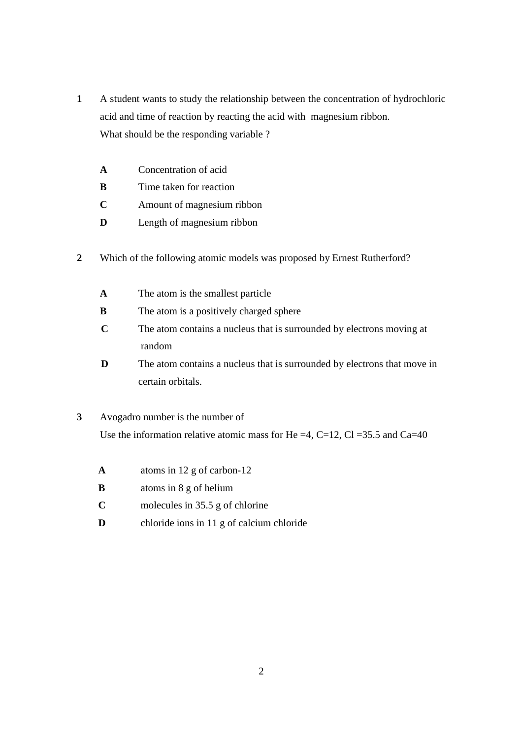**1** A student wants to study the relationship between the concentration of hydrochloric acid and time of reaction by reacting the acid with magnesium ribbon.
What should be the responding variable ?

**A** Concentration of acid

**B** Time taken for reaction

**C** Amount of magnesium ribbon

**D** Length of magnesium ribbon

**2** Which of the following atomic models was proposed by Ernest Rutherford?

**A** The atom is the smallest particle

**B** The atom is a positively charged sphere

**C** The atom contains a nucleus that is surrounded by electrons moving at random

**D** The atom contains a nucleus that is surrounded by electrons that move in certain orbitals.

**3** Avogadro number is the number of
Use the information relative atomic mass for He =4, C=12, Cl =35.5 and Ca=40

**A** atoms in 12 g of carbon-12

**B** atoms in 8 g of helium

**C** molecules in 35.5 g of chlorine

**D** chloride ions in 11 g of calcium chloride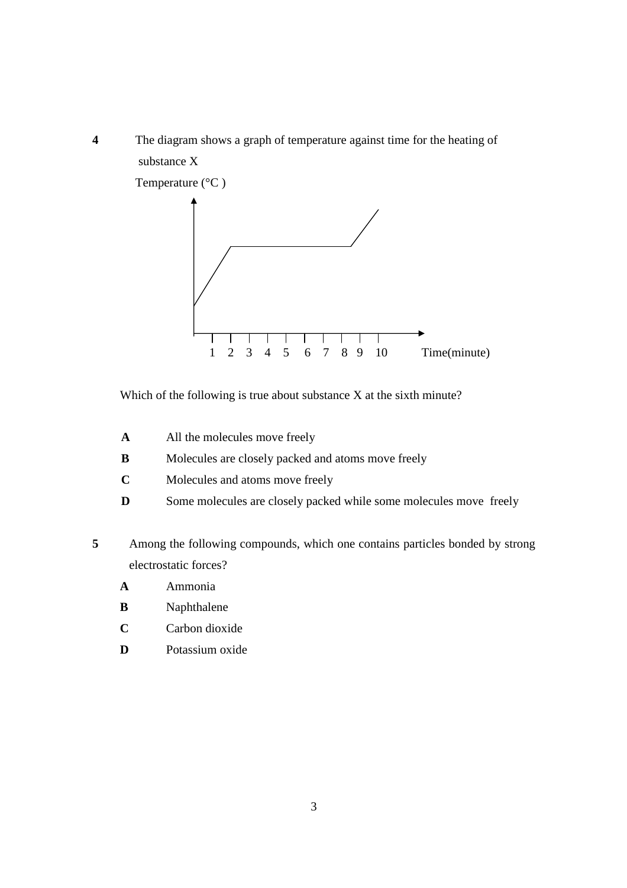**4** The diagram shows a graph of temperature against time for the heating of substance X

Temperature (°C )

Time(minute)

1 2 3 4 5 6 7 8 9 10

Which of the following is true about substance X at the sixth minute?

**A** All the molecules move freely

**B** Molecules are closely packed and atoms move freely

**C** Molecules and atoms move freely

**D** Some molecules are closely packed while some molecules move freely

**5** Among the following compounds, which one contains particles bonded by strong electrostatic forces?

**A** Ammonia

**B** Naphthalene

**C** Carbon dioxide

**D** Potassium oxide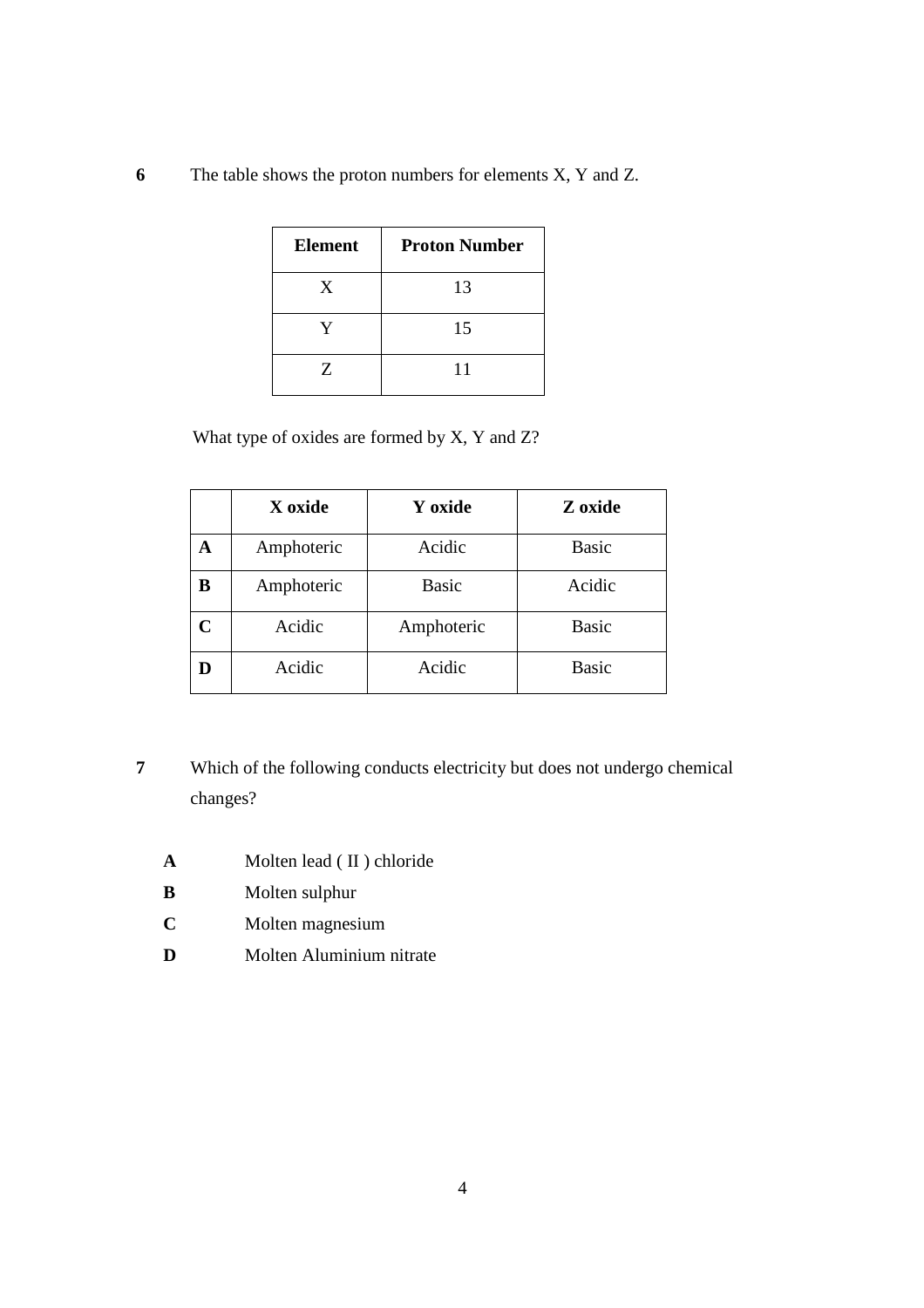**6** The table shows the proton numbers for elements X, Y and Z.

| **Element** | **Proton Number** |
|---|---|
| X | 13 |
| Y | 15 |
| Z | 11 |

What type of oxides are formed by X, Y and Z?

| | **X oxide** | **Y oxide** | **Z oxide** |
|---|---|---|---|
| **A** | Amphoteric | Acidic | Basic |
| **B** | Amphoteric | Basic | Acidic |
| **C** | Acidic | Amphoteric | Basic |
| **D** | Acidic | Acidic | Basic |

**7** Which of the following conducts electricity but does not undergo chemical changes?

- **A** Molten lead ( II ) chloride
- **B** Molten sulphur
- **C** Molten magnesium
- **D** Molten Aluminium nitrate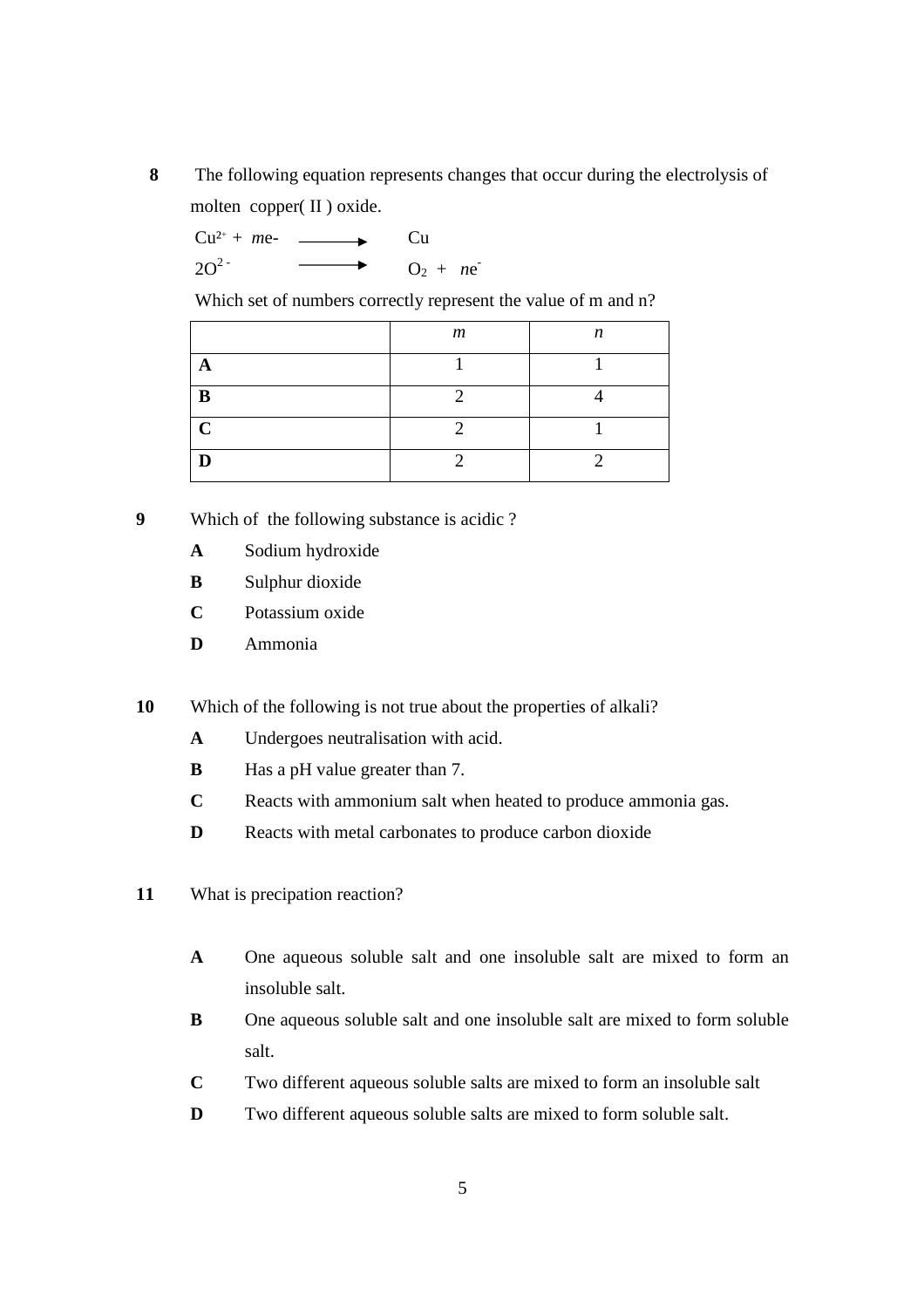**8** The following equation represents changes that occur during the electrolysis of molten copper( II ) oxide.

$Cu^{2+} + me^- \longrightarrow Cu$

$2O^{2-} \longrightarrow O_2 + ne^-$

Which set of numbers correctly represent the value of m and n?

| | *m* | *n* |
|---|---|---|
| **A** | 1 | 1 |
| **B** | 2 | 4 |
| **C** | 2 | 1 |
| **D** | 2 | 2 |

**9** Which of the following substance is acidic ?

**A** Sodium hydroxide

**B** Sulphur dioxide

**C** Potassium oxide

**D** Ammonia

**10** Which of the following is not true about the properties of alkali?

**A** Undergoes neutralisation with acid.

**B** Has a pH value greater than 7.

**C** Reacts with ammonium salt when heated to produce ammonia gas.

**D** Reacts with metal carbonates to produce carbon dioxide

**11** What is precipation reaction?

**A** One aqueous soluble salt and one insoluble salt are mixed to form an insoluble salt.

**B** One aqueous soluble salt and one insoluble salt are mixed to form soluble salt.

**C** Two different aqueous soluble salts are mixed to form an insoluble salt

**D** Two different aqueous soluble salts are mixed to form soluble salt.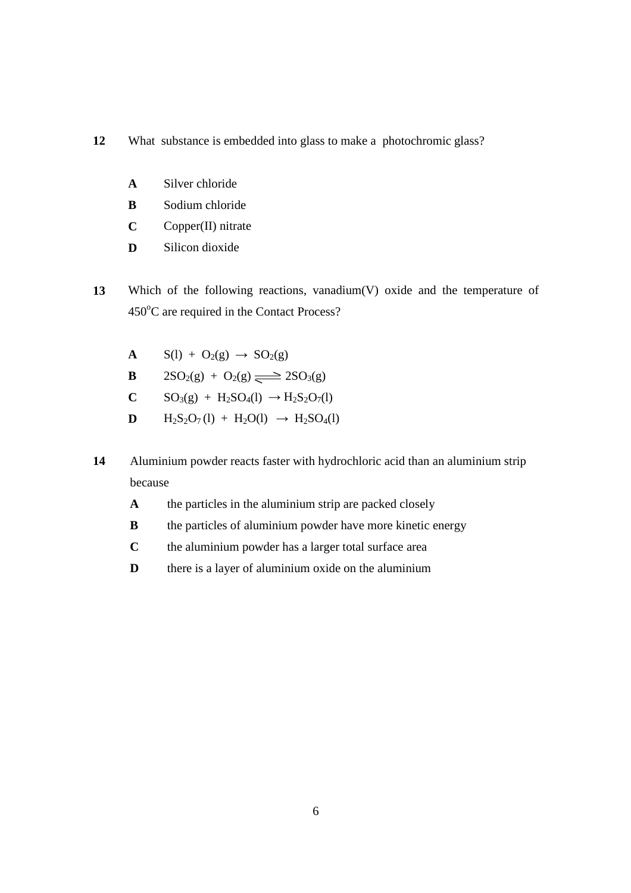**12** What substance is embedded into glass to make a photochromic glass?

- **A** Silver chloride
- **B** Sodium chloride
- **C** Copper(II) nitrate
- **D** Silicon dioxide

**13** Which of the following reactions, vanadium(V) oxide and the temperature of 450$^{o}$C are required in the Contact Process?

- **A** $S(l) + O_2(g) \rightarrow SO_2(g)$
- **B** $2SO_2(g) + O_2(g) \rightleftharpoons 2SO_3(g)$
- **C** $SO_3(g) + H_2SO_4(l) \rightarrow H_2S_2O_7(l)$
- **D** $H_2S_2O_7(l) + H_2O(l) \rightarrow H_2SO_4(l)$

**14** Aluminium powder reacts faster with hydrochloric acid than an aluminium strip because

- **A** the particles in the aluminium strip are packed closely
- **B** the particles of aluminium powder have more kinetic energy
- **C** the aluminium powder has a larger total surface area
- **D** there is a layer of aluminium oxide on the aluminium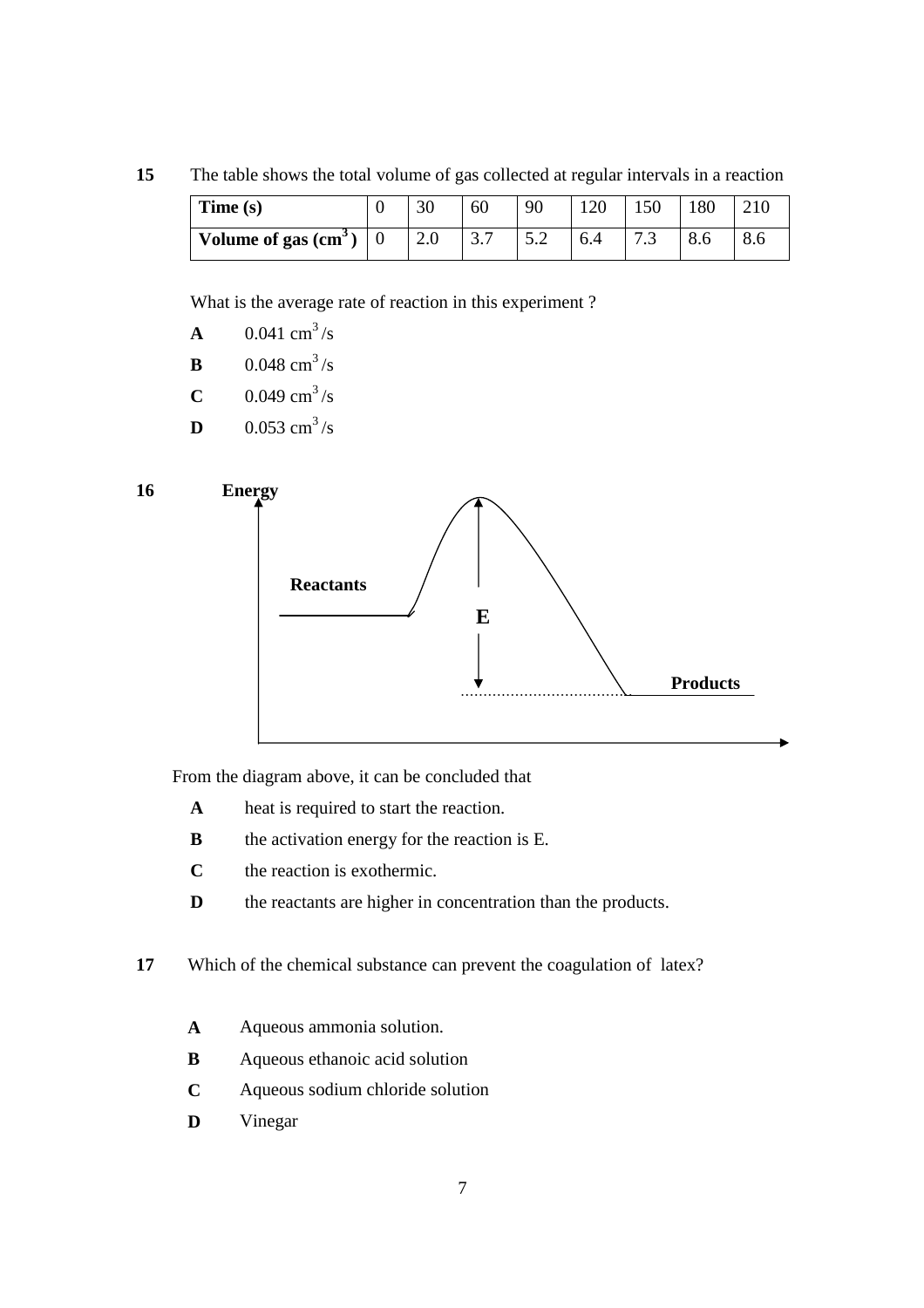**15** The table shows the total volume of gas collected at regular intervals in a reaction

| **Time (s)** | 0 | 30 | 60 | 90 | 120 | 150 | 180 | 210 |
|---|---|---|---|---|---|---|---|---|
| **Volume of gas ($cm^3$)** | 0 | 2.0 | 3.7 | 5.2 | 6.4 | 7.3 | 8.6 | 8.6 |

What is the average rate of reaction in this experiment ?

**A** 0.041 $cm^3$/s

**B** 0.048 $cm^3$/s

**C** 0.049 $cm^3$/s

**D** 0.053 $cm^3$/s

**16**

**Energy**

**Reactants**

**E**

**Products**

From the diagram above, it can be concluded that

**A** heat is required to start the reaction.

**B** the activation energy for the reaction is E.

**C** the reaction is exothermic.

**D** the reactants are higher in concentration than the products.

**17** Which of the chemical substance can prevent the coagulation of latex?

**A** Aqueous ammonia solution.

**B** Aqueous ethanoic acid solution

**C** Aqueous sodium chloride solution

**D** Vinegar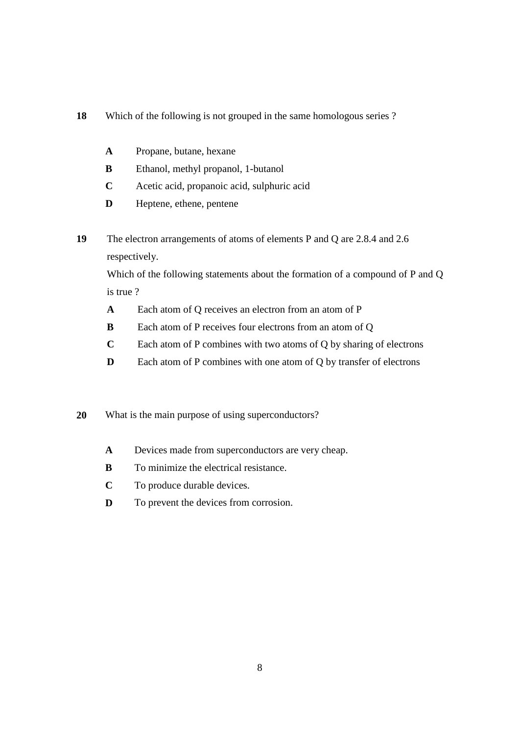**18** Which of the following is not grouped in the same homologous series ?

- **A** Propane, butane, hexane
- **B** Ethanol, methyl propanol, 1-butanol
- **C** Acetic acid, propanoic acid, sulphuric acid
- **D** Heptene, ethene, pentene

**19** The electron arrangements of atoms of elements P and Q are 2.8.4 and 2.6 respectively.
Which of the following statements about the formation of a compound of P and Q is true ?

- **A** Each atom of Q receives an electron from an atom of P
- **B** Each atom of P receives four electrons from an atom of Q
- **C** Each atom of P combines with two atoms of Q by sharing of electrons
- **D** Each atom of P combines with one atom of Q by transfer of electrons

**20** What is the main purpose of using superconductors?

- **A** Devices made from superconductors are very cheap.
- **B** To minimize the electrical resistance.
- **C** To produce durable devices.
- **D** To prevent the devices from corrosion.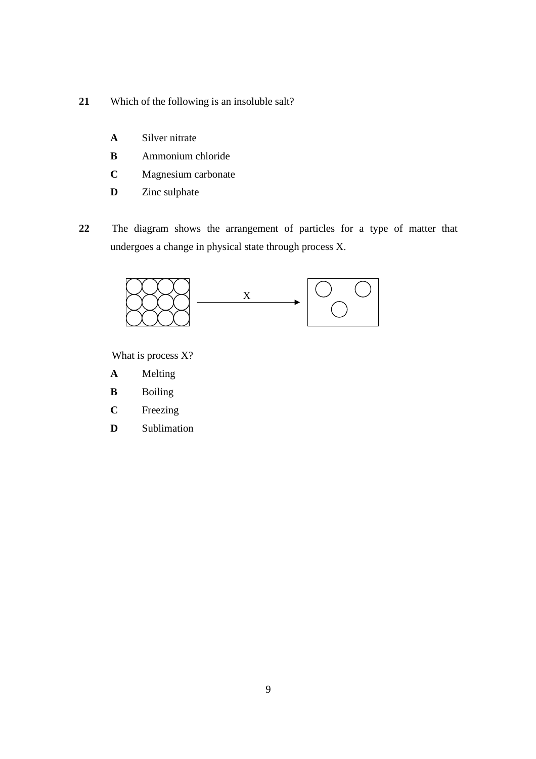**21** Which of the following is an insoluble salt?

**A** Silver nitrate

**B** Ammonium chloride

**C** Magnesium carbonate

**D** Zinc sulphate

**22** The diagram shows the arrangement of particles for a type of matter that undergoes a change in physical state through process X.

X

What is process X?

**A** Melting

**B** Boiling

**C** Freezing

**D** Sublimation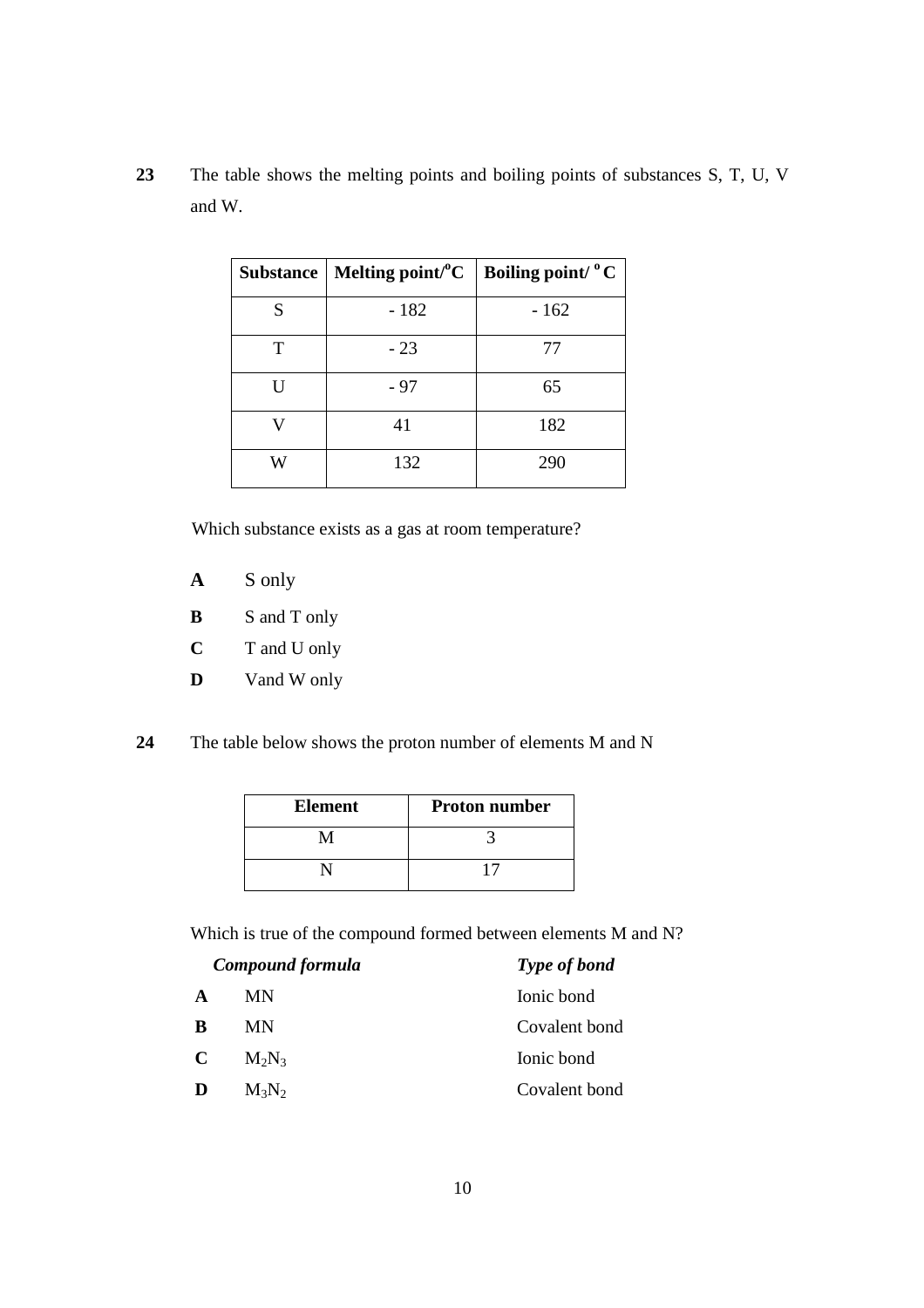**23** The table shows the melting points and boiling points of substances S, T, U, V and W.

| Substance | Melting point/$^{o}$C | Boiling point/ $^{o}$C |
|---|---|---|
| S | - 182 | - 162 |
| T | - 23 | 77 |
| U | - 97 | 65 |
| V | 41 | 182 |
| W | 132 | 290 |

Which substance exists as a gas at room temperature?

**A** S only

**B** S and T only

**C** T and U only

**D** Vand W only

**24** The table below shows the proton number of elements M and N

| Element | Proton number |
|---|---|
| M | 3 |
| N | 17 |

Which is true of the compound formed between elements M and N?

| | *Compound formula* | *Type of bond* |
|---|---|---|
| **A** | MN | Ionic bond |
| **B** | MN | Covalent bond |
| **C** | $M_2N_3$ | Ionic bond |
| **D** | $M_3N_2$ | Covalent bond |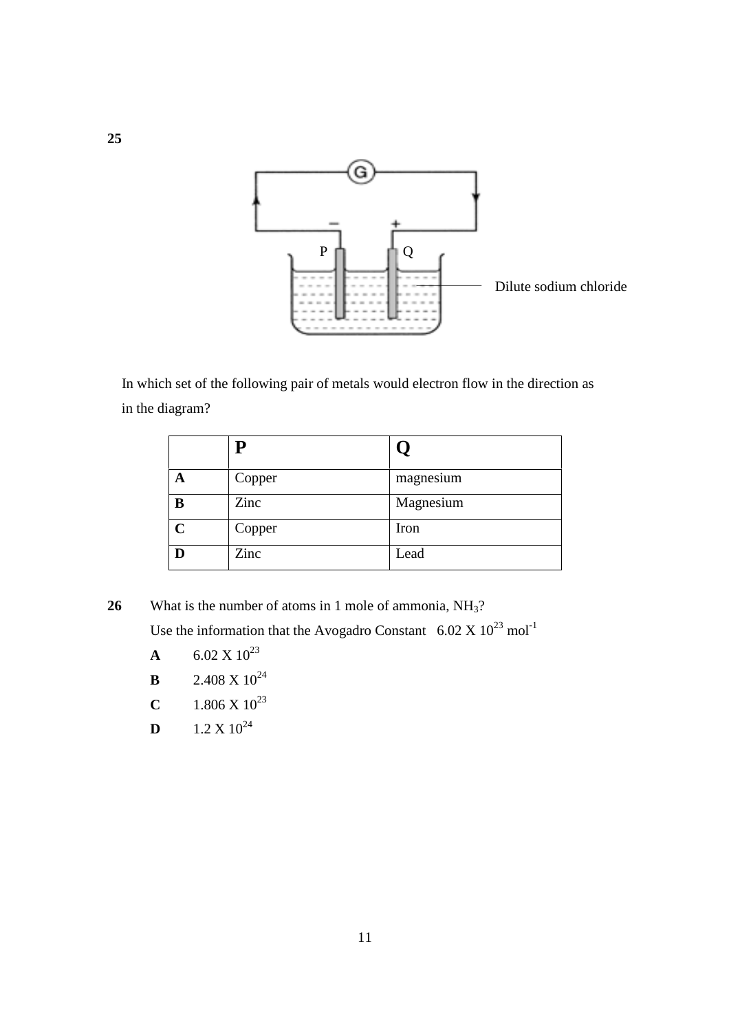**25**

In which set of the following pair of metals would electron flow in the direction as in the diagram?

| | **P** | **Q** |
|---|---|---|
| **A** | Copper | magnesium |
| **B** | Zinc | Magnesium |
| **C** | Copper | Iron |
| **D** | Zinc | Lead |

**26** What is the number of atoms in 1 mole of ammonia, $NH_3$?

Use the information that the Avogadro Constant $6.02 \times 10^{23}$ $mol^{-1}$

**A** $6.02 \times 10^{23}$

**B** $2.408 \times 10^{24}$

**C** $1.806 \times 10^{23}$

**D** $1.2 \times 10^{24}$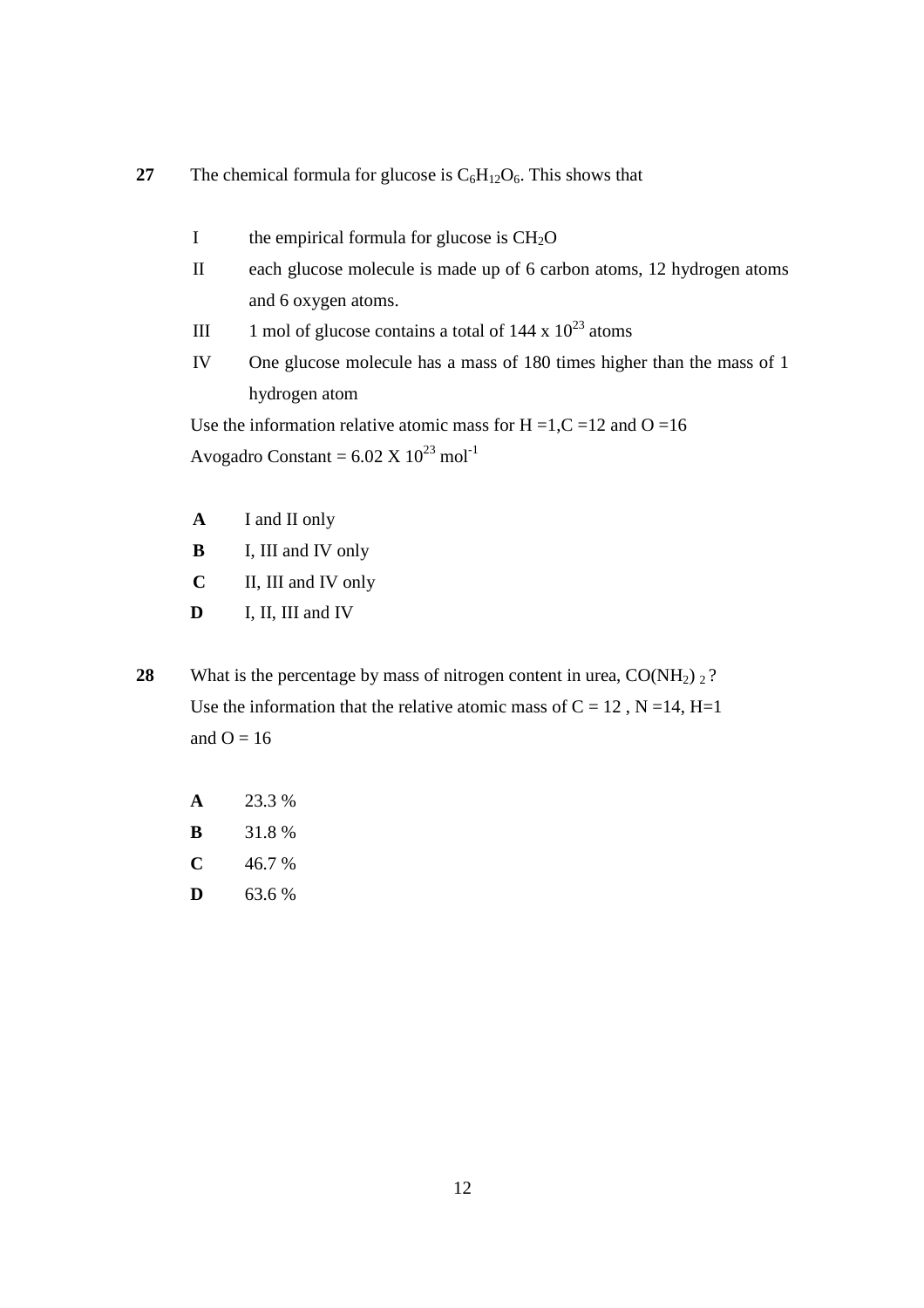**27** The chemical formula for glucose is $C_6H_{12}O_6$. This shows that

I the empirical formula for glucose is $CH_2O$

II each glucose molecule is made up of 6 carbon atoms, 12 hydrogen atoms and 6 oxygen atoms.

III 1 mol of glucose contains a total of $144 \times 10^{23}$ atoms

IV One glucose molecule has a mass of 180 times higher than the mass of 1 hydrogen atom

Use the information relative atomic mass for H =1,C =12 and O =16

Avogadro Constant = $6.02 \times 10^{23}$ $mol^{-1}$

**A** I and II only

**B** I, III and IV only

**C** II, III and IV only

**D** I, II, III and IV

**28** What is the percentage by mass of nitrogen content in urea, $CO(NH_2)_2$ ?

Use the information that the relative atomic mass of C = 12 , N =14, H=1 and O = 16

**A** 23.3 %

**B** 31.8 %

**C** 46.7 %

**D** 63.6 %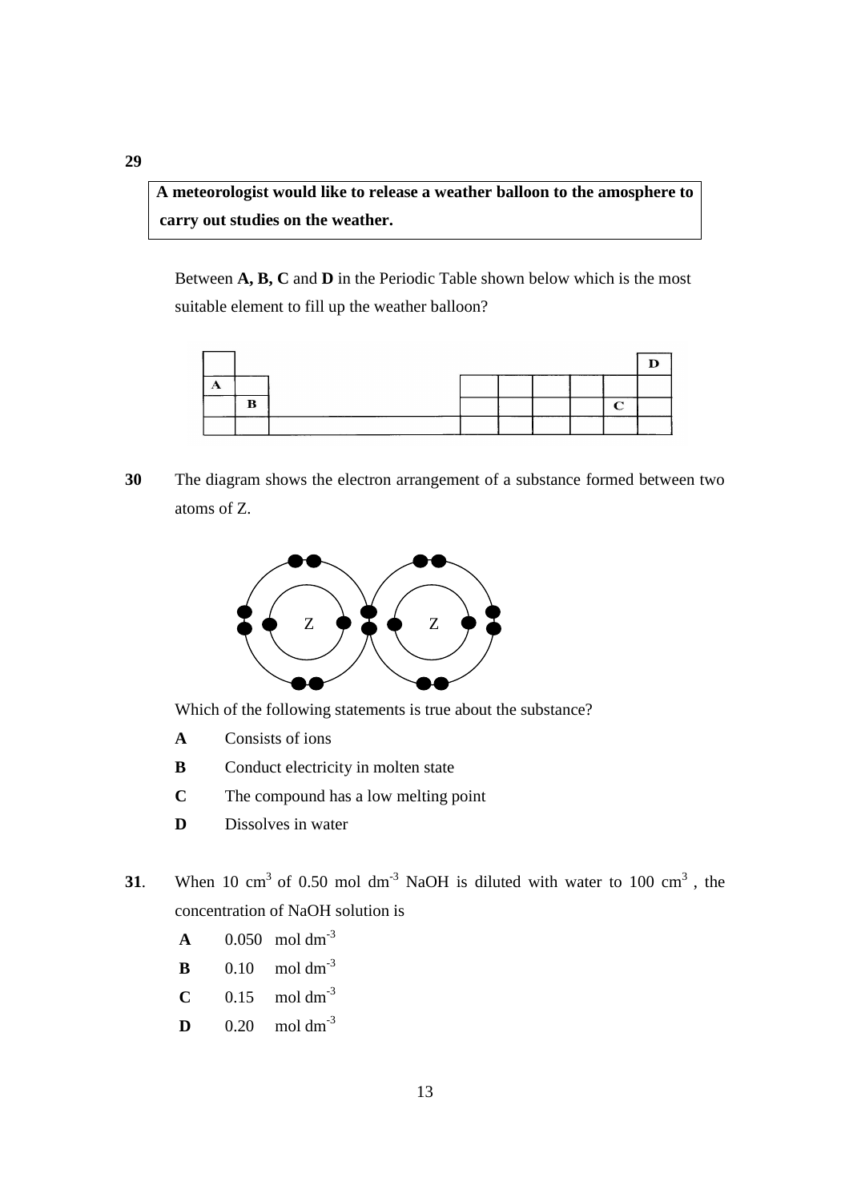**29**

> **A meteorologist would like to release a weather balloon to the amosphere to carry out studies on the weather.**

Between **A, B, C** and **D** in the Periodic Table shown below which is the most suitable element to fill up the weather balloon?

**30** The diagram shows the electron arrangement of a substance formed between two atoms of Z.

Which of the following statements is true about the substance?

**A** Consists of ions

**B** Conduct electricity in molten state

**C** The compound has a low melting point

**D** Dissolves in water

**31**. When 10 $cm^3$ of 0.50 mol $dm^{-3}$ NaOH is diluted with water to 100 $cm^3$ , the concentration of NaOH solution is

**A** 0.050 mol $dm^{-3}$

**B** 0.10 mol $dm^{-3}$

**C** 0.15 mol $dm^{-3}$

**D** 0.20 mol $dm^{-3}$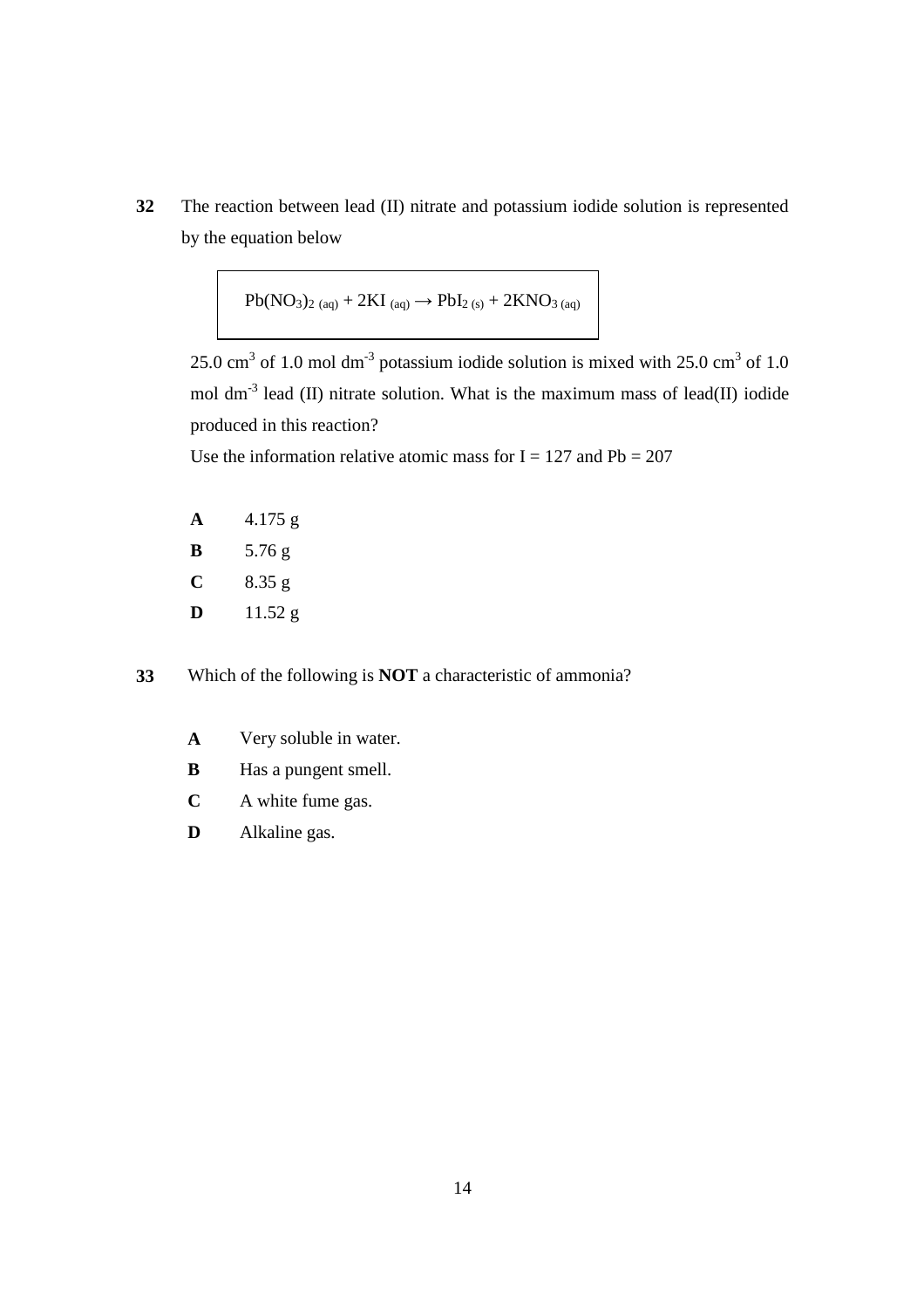**32** The reaction between lead (II) nitrate and potassium iodide solution is represented by the equation below

$$Pb(NO_3)_{2\,(aq)} + 2KI_{\,(aq)} \rightarrow PbI_{2\,(s)} + 2KNO_{3\,(aq)}$$

25.0 $cm^3$ of 1.0 mol $dm^{-3}$ potassium iodide solution is mixed with 25.0 $cm^3$ of 1.0 mol $dm^{-3}$ lead (II) nitrate solution. What is the maximum mass of lead(II) iodide produced in this reaction?

Use the information relative atomic mass for I = 127 and Pb = 207

**A** 4.175 g

**B** 5.76 g

**C** 8.35 g

**D** 11.52 g

**33** Which of the following is **NOT** a characteristic of ammonia?

**A** Very soluble in water.

**B** Has a pungent smell.

**C** A white fume gas.

**D** Alkaline gas.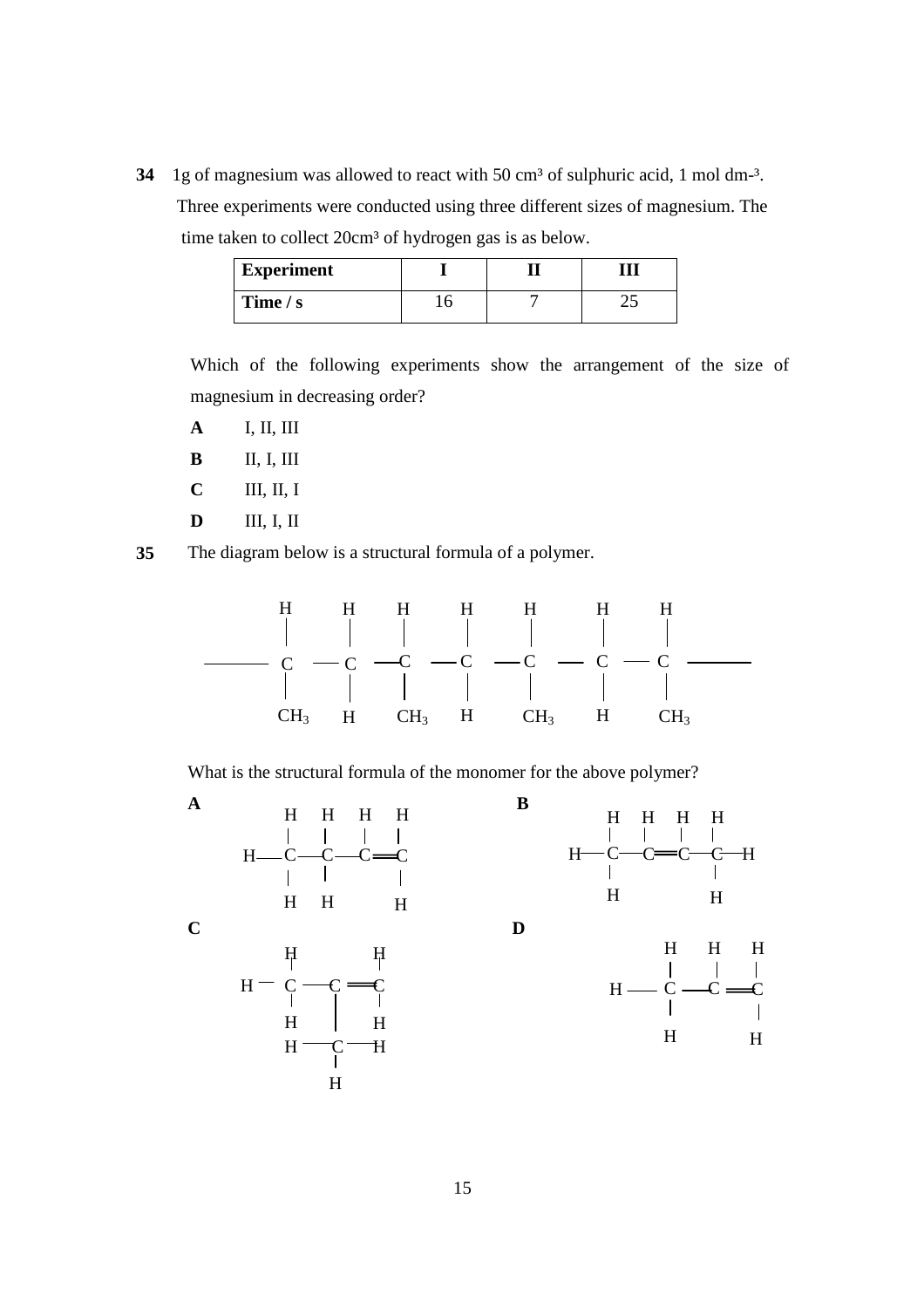**34** 1g of magnesium was allowed to react with 50 $cm^3$ of sulphuric acid, 1 mol $dm^{-3}$. Three experiments were conducted using three different sizes of magnesium. The time taken to collect 20$cm^3$ of hydrogen gas is as below.

| Experiment | I | II | III |
|---|---|---|---|
| Time / s | 16 | 7 | 25 |

Which of the following experiments show the arrangement of the size of magnesium in decreasing order?

**A** I, II, III

**B** II, I, III

**C** III, II, I

**D** III, I, II

**35** The diagram below is a structural formula of a polymer.

```
     H     H     H     H     H     H     H
     |     |     |     |     |     |     |
 ─── C  ── C  ── C  ── C  ── C  ── C  ── C ───
     |     |     |     |     |     |     |
    CH3    H    CH3    H    CH3    H    CH3
```

What is the structural formula of the monomer for the above polymer?

**A**

```
     H   H   H   H
     |   |   |   |
 H── C ──C ──C ══C
     |   |       |
     H   H       H
```

**B**

```
     H   H   H   H
     |   |   |   |
 H── C ──C ══C ──C ──H
     |           |
     H           H
```

**C**

```
      H         H
      |         |
 H ── C ── C ══ C
      |    |    |
      H    |    H
      H ── C ── H
           |
           H
```

**D**

```
        H    H    H
        |    |    |
 H ──── C ── C ══ C
        |         |
        H         H
```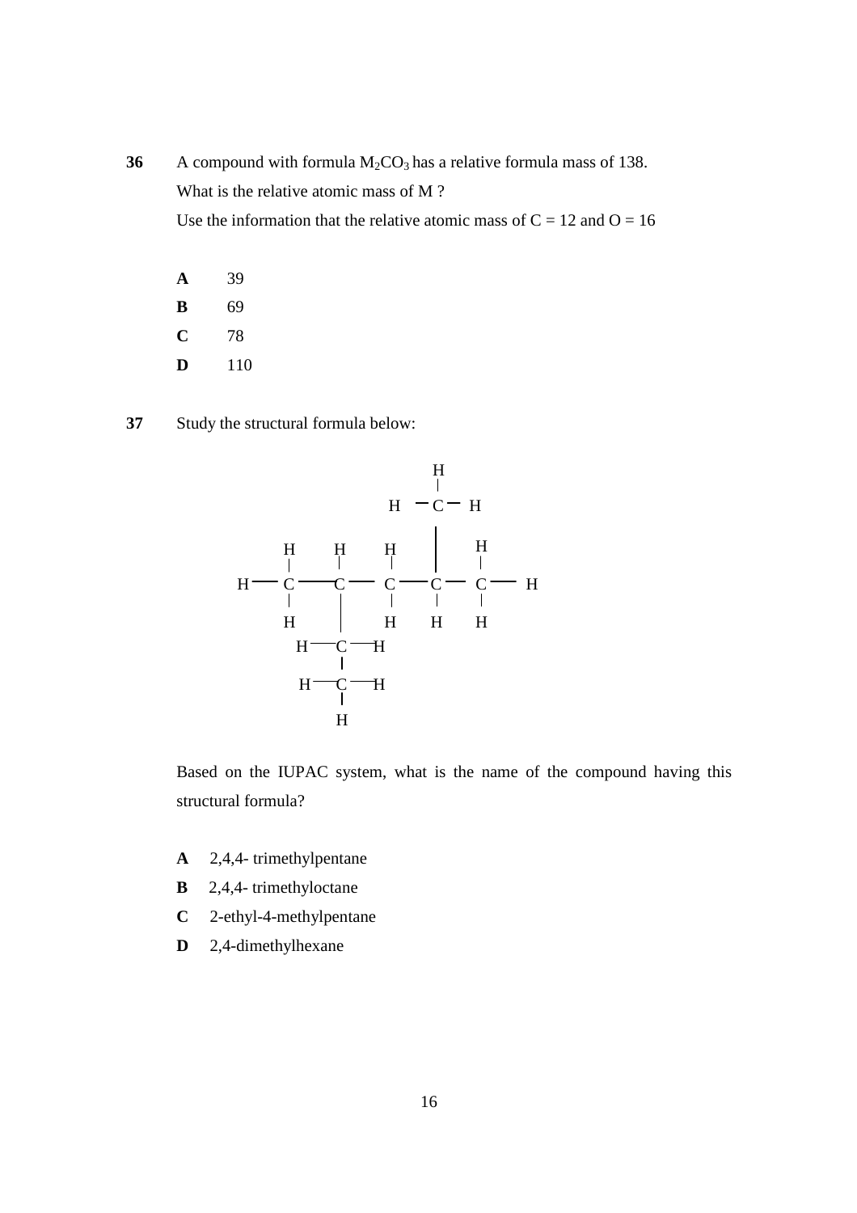**36** A compound with formula $M_2CO_3$ has a relative formula mass of 138.

What is the relative atomic mass of M ?

Use the information that the relative atomic mass of C = 12 and O = 16

- **A** 39
- **B** 69
- **C** 78
- **D** 110

**37** Study the structural formula below:

```
                          H
                          |
                     H  — C —  H
                          |
        H     H     H     |     H
        |     |     |     |     |
   H —  C  —  C  —  C  —  C  —  C  —  H
        |     |     |     |     |
        H     |     H     H     H
           H— C —H
              |
           H— C —H
              |
              H
```

Based on the IUPAC system, what is the name of the compound having this structural formula?

- **A** 2,4,4- trimethylpentane
- **B** 2,4,4- trimethyloctane
- **C** 2-ethyl-4-methylpentane
- **D** 2,4-dimethylhexane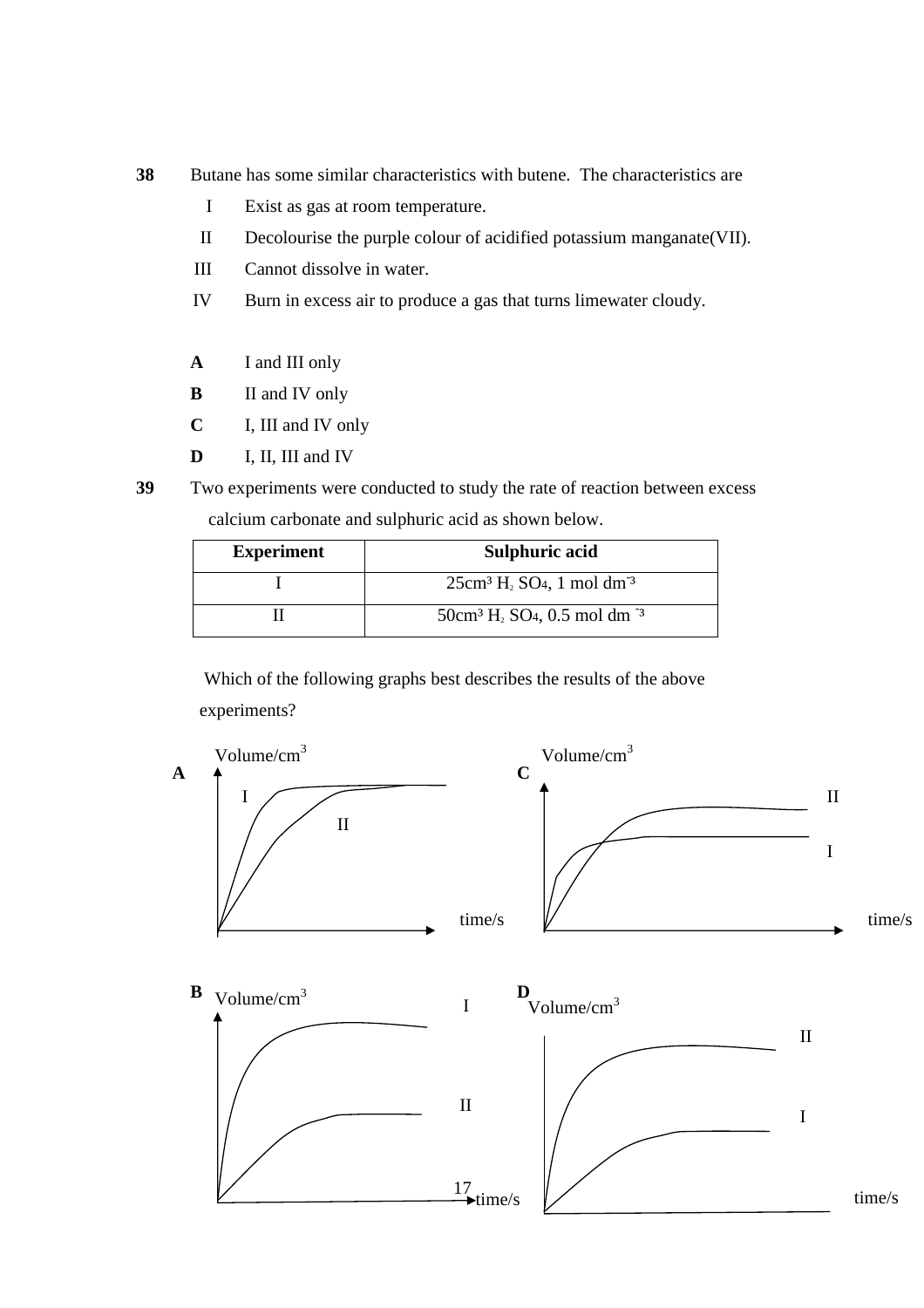**38** Butane has some similar characteristics with butene. The characteristics are

I Exist as gas at room temperature.

II Decolourise the purple colour of acidified potassium manganate(VII).

III Cannot dissolve in water.

IV Burn in excess air to produce a gas that turns limewater cloudy.

**A** I and III only

**B** II and IV only

**C** I, III and IV only

**D** I, II, III and IV

**39** Two experiments were conducted to study the rate of reaction between excess calcium carbonate and sulphuric acid as shown below.

| Experiment | Sulphuric acid |
|---|---|
| I | 25cm³ $H_2SO_4$, 1 mol dm$^{-3}$ |
| II | 50cm³ $H_2SO_4$, 0.5 mol dm$^{-3}$ |

Which of the following graphs best describes the results of the above experiments?

**A** Volume/cm$^3$ against time/s: curves I and II (I steeper, both reaching the same final volume)

**C** Volume/cm$^3$ against time/s: curves II (higher) and I (lower)

**B** Volume/cm$^3$ against time/s: curves I (higher) and II (lower)

**D** Volume/cm$^3$ against time/s: curves II (higher) and I (lower)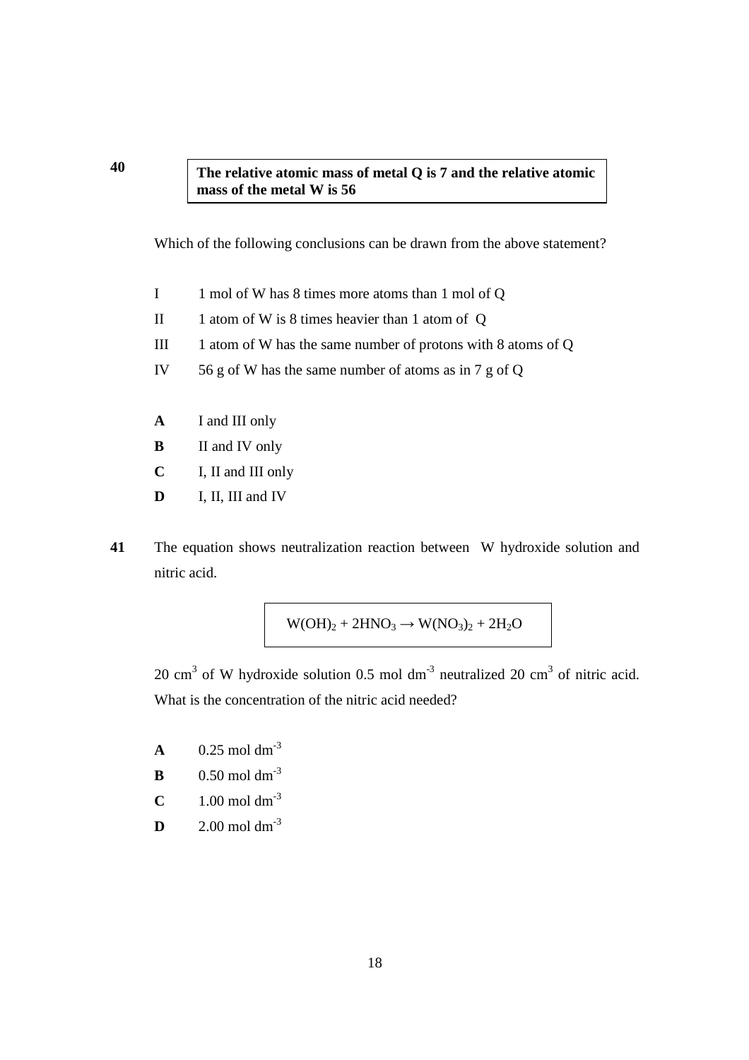**40**

**The relative atomic mass of metal Q is 7 and the relative atomic mass of the metal W is 56**

Which of the following conclusions can be drawn from the above statement?

I 1 mol of W has 8 times more atoms than 1 mol of Q

II 1 atom of W is 8 times heavier than 1 atom of Q

III 1 atom of W has the same number of protons with 8 atoms of Q

IV 56 g of W has the same number of atoms as in 7 g of Q

**A** I and III only

**B** II and IV only

**C** I, II and III only

**D** I, II, III and IV

**41** The equation shows neutralization reaction between W hydroxide solution and nitric acid.

$$W(OH)_2 + 2HNO_3 \rightarrow W(NO_3)_2 + 2H_2O$$

20 $cm^3$ of W hydroxide solution 0.5 mol $dm^{-3}$ neutralized 20 $cm^3$ of nitric acid. What is the concentration of the nitric acid needed?

**A** 0.25 mol $dm^{-3}$

**B** 0.50 mol $dm^{-3}$

**C** 1.00 mol $dm^{-3}$

**D** 2.00 mol $dm^{-3}$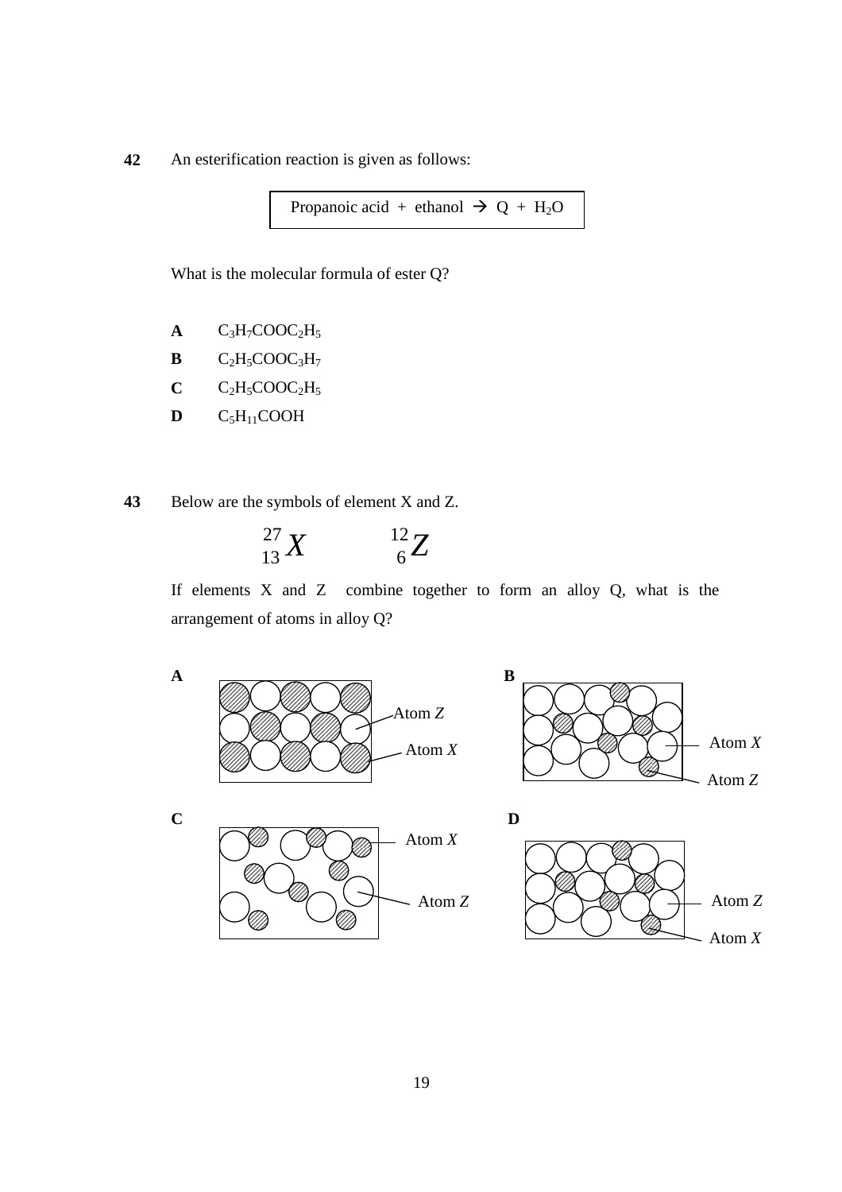**42** An esterification reaction is given as follows:

| Propanoic acid + ethanol $\rightarrow$ Q + $H_2O$ |
|---|

What is the molecular formula of ester Q?

**A** $C_3H_7COOC_2H_5$

**B** $C_2H_5COOC_3H_7$

**C** $C_2H_5COOC_2H_5$

**D** $C_5H_{11}COOH$

**43** Below are the symbols of element X and Z.

$$^{27}_{13}X \qquad ^{12}_{6}Z$$

If elements X and Z combine together to form an alloy Q, what is the arrangement of atoms in alloy Q?

**A**

Atom *Z*

Atom *X*

**B**

Atom *X*

Atom *Z*

**C**

Atom *X*

Atom *Z*

**D**

Atom *Z*

Atom *X*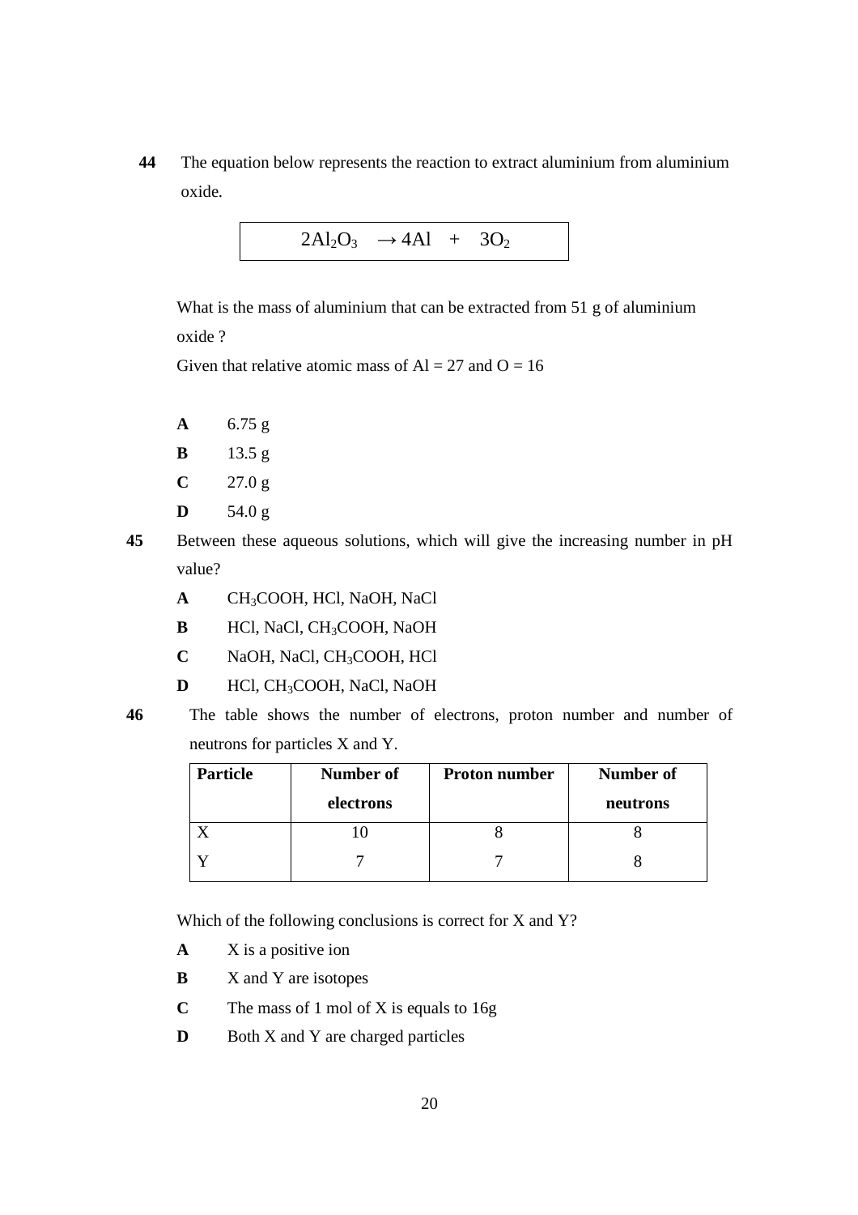**44** The equation below represents the reaction to extract aluminium from aluminium oxide.

$$2Al_2O_3 \rightarrow 4Al + 3O_2$$

What is the mass of aluminium that can be extracted from 51 g of aluminium oxide ?

Given that relative atomic mass of Al = 27 and O = 16

**A** 6.75 g

**B** 13.5 g

**C** 27.0 g

**D** 54.0 g

**45** Between these aqueous solutions, which will give the increasing number in pH value?

**A** $CH_3COOH$, HCl, NaOH, NaCl

**B** HCl, NaCl, $CH_3COOH$, NaOH

**C** NaOH, NaCl, $CH_3COOH$, HCl

**D** HCl, $CH_3COOH$, NaCl, NaOH

**46** The table shows the number of electrons, proton number and number of neutrons for particles X and Y.

| Particle | Number of electrons | Proton number | Number of neutrons |
|---|---|---|---|
| X | 10 | 8 | 8 |
| Y | 7 | 7 | 8 |

Which of the following conclusions is correct for X and Y?

**A** X is a positive ion

**B** X and Y are isotopes

**C** The mass of 1 mol of X is equals to 16g

**D** Both X and Y are charged particles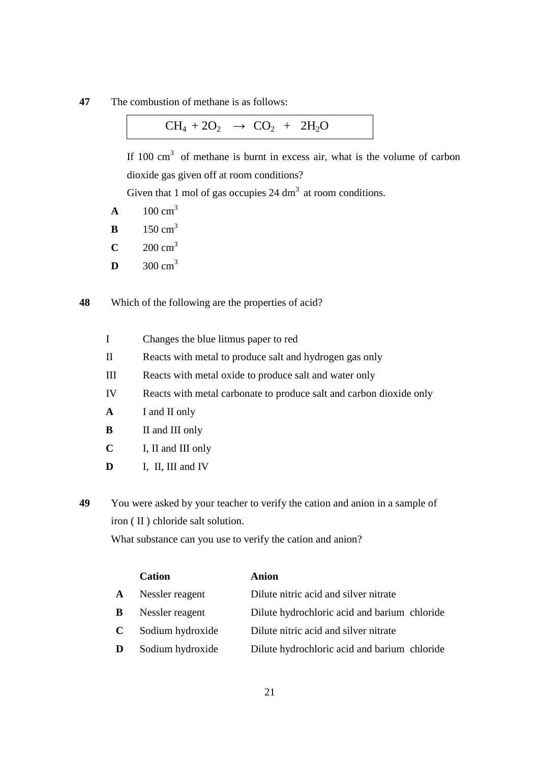**47** The combustion of methane is as follows:

$$CH_4 + 2O_2 \rightarrow CO_2 + 2H_2O$$

If 100 $cm^3$ of methane is burnt in excess air, what is the volume of carbon dioxide gas given off at room conditions?

Given that 1 mol of gas occupies 24 $dm^3$ at room conditions.

**A** 100 $cm^3$

**B** 150 $cm^3$

**C** 200 $cm^3$

**D** 300 $cm^3$

**48** Which of the following are the properties of acid?

I Changes the blue litmus paper to red

II Reacts with metal to produce salt and hydrogen gas only

III Reacts with metal oxide to produce salt and water only

IV Reacts with metal carbonate to produce salt and carbon dioxide only

**A** I and II only

**B** II and III only

**C** I, II and III only

**D** I, II, III and IV

**49** You were asked by your teacher to verify the cation and anion in a sample of iron ( II ) chloride salt solution.

What substance can you use to verify the cation and anion?

| | Cation | Anion |
|---|---|---|
| **A** | Nessler reagent | Dilute nitric acid and silver nitrate |
| **B** | Nessler reagent | Dilute hydrochloric acid and barium chloride |
| **C** | Sodium hydroxide | Dilute nitric acid and silver nitrate |
| **D** | Sodium hydroxide | Dilute hydrochloric acid and barium chloride |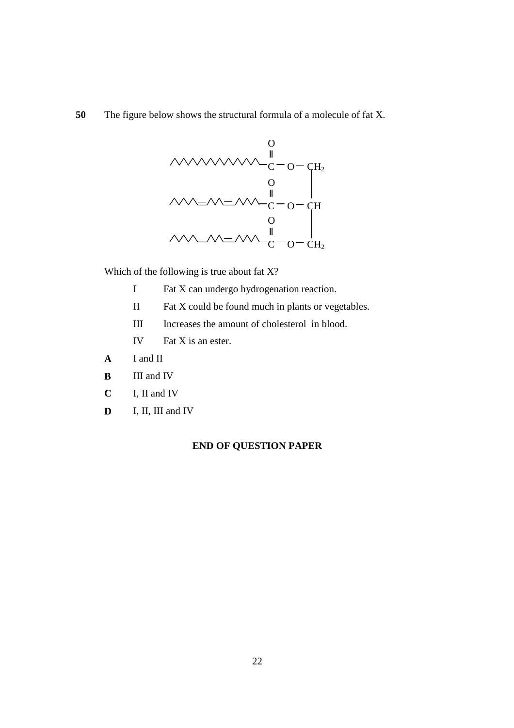**50** The figure below shows the structural formula of a molecule of fat X.

Which of the following is true about fat X?

I Fat X can undergo hydrogenation reaction.

II Fat X could be found much in plants or vegetables.

III Increases the amount of cholesterol in blood.

IV Fat X is an ester.

**A** I and II

**B** III and IV

**C** I, II and IV

**D** I, II, III and IV

**END OF QUESTION PAPER**